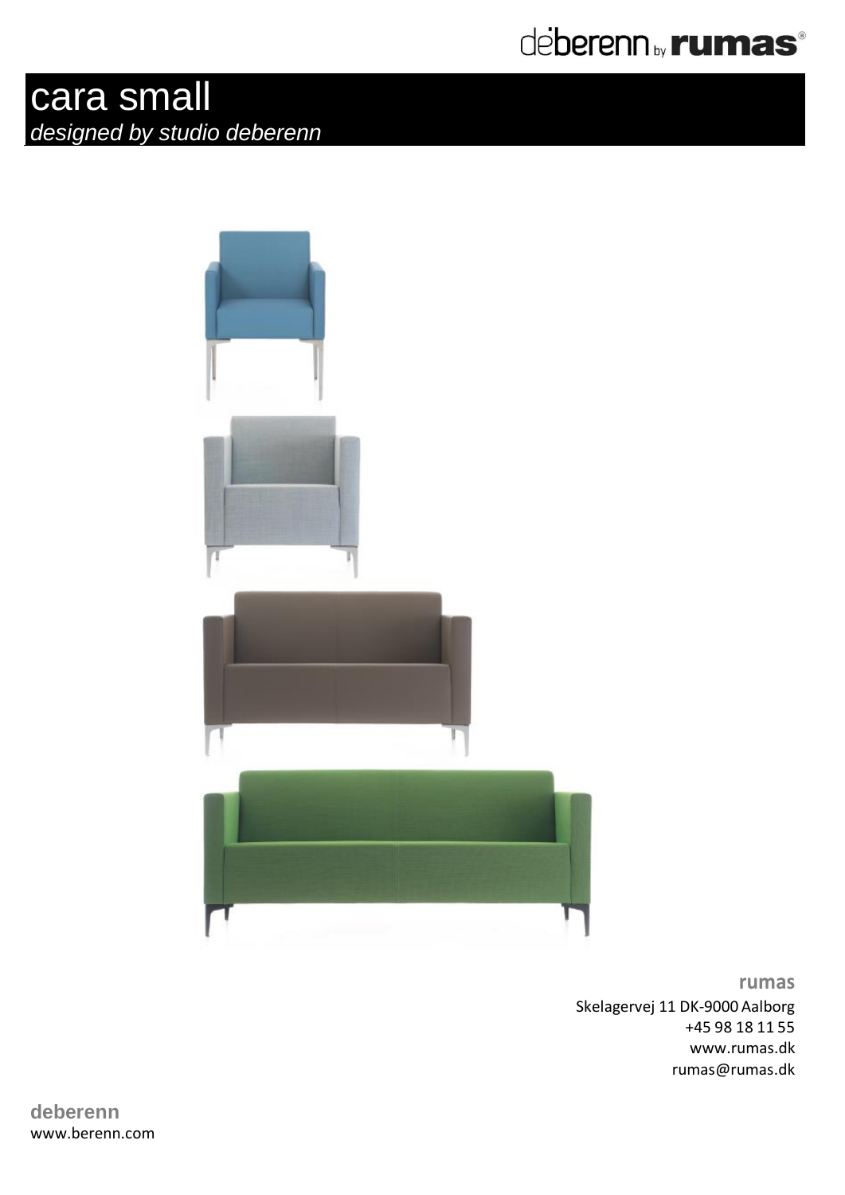# cara small

*designed by studio deberenn*

**rumas**
Skelagervej 11 DK-9000 Aalborg
+45 98 18 11 55
www.rumas.dk
rumas@rumas.dk

**deberenn**
www.berenn.com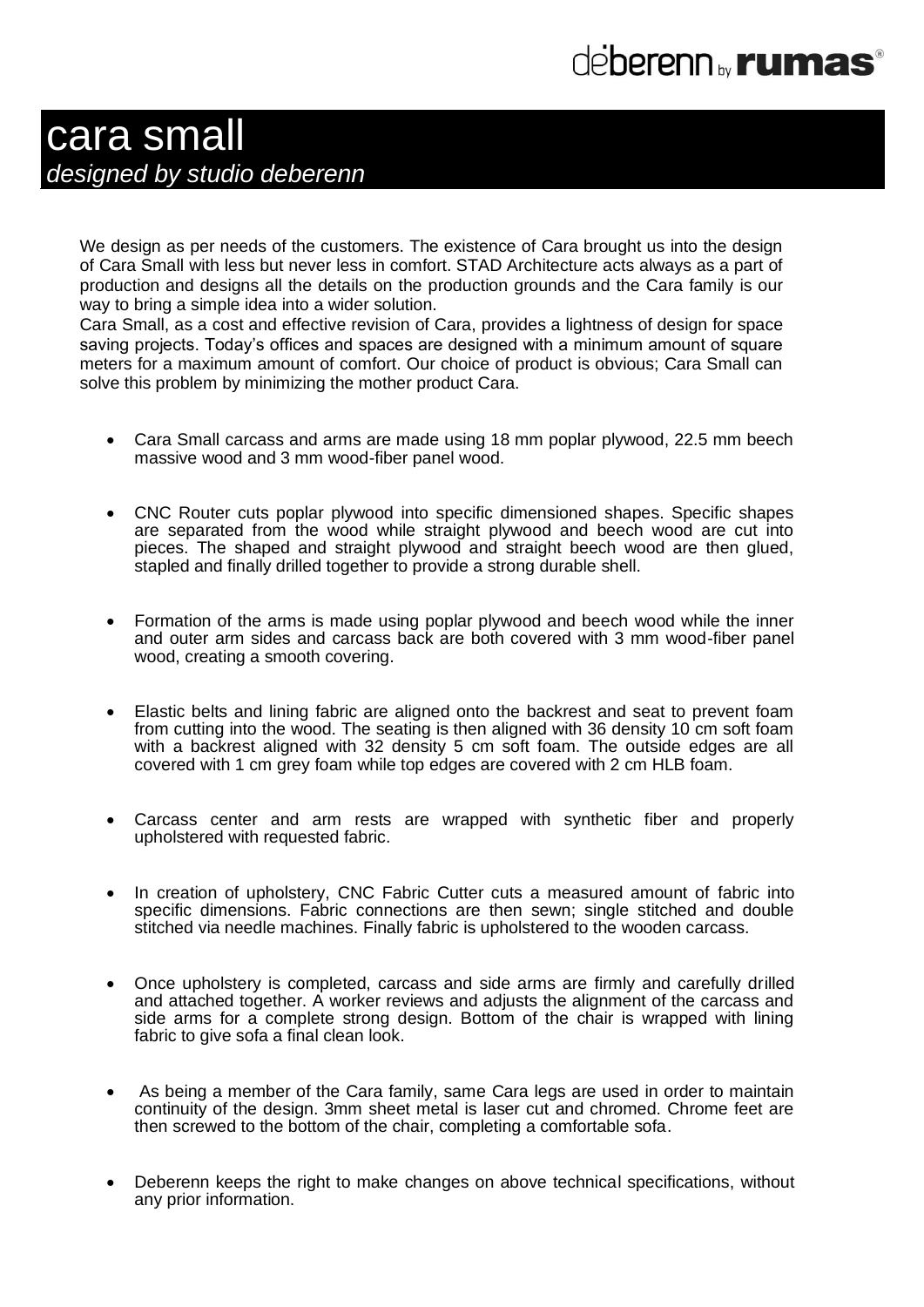# cara small

*designed by studio deberenn*

We design as per needs of the customers. The existence of Cara brought us into the design of Cara Small with less but never less in comfort. STAD Architecture acts always as a part of production and designs all the details on the production grounds and the Cara family is our way to bring a simple idea into a wider solution.

Cara Small, as a cost and effective revision of Cara, provides a lightness of design for space saving projects. Today's offices and spaces are designed with a minimum amount of square meters for a maximum amount of comfort. Our choice of product is obvious; Cara Small can solve this problem by minimizing the mother product Cara.

- Cara Small carcass and arms are made using 18 mm poplar plywood, 22.5 mm beech massive wood and 3 mm wood-fiber panel wood.
- CNC Router cuts poplar plywood into specific dimensioned shapes. Specific shapes are separated from the wood while straight plywood and beech wood are cut into pieces. The shaped and straight plywood and straight beech wood are then glued, stapled and finally drilled together to provide a strong durable shell.
- Formation of the arms is made using poplar plywood and beech wood while the inner and outer arm sides and carcass back are both covered with 3 mm wood-fiber panel wood, creating a smooth covering.
- Elastic belts and lining fabric are aligned onto the backrest and seat to prevent foam from cutting into the wood. The seating is then aligned with 36 density 10 cm soft foam with a backrest aligned with 32 density 5 cm soft foam. The outside edges are all covered with 1 cm grey foam while top edges are covered with 2 cm HLB foam.
- Carcass center and arm rests are wrapped with synthetic fiber and properly upholstered with requested fabric.
- In creation of upholstery, CNC Fabric Cutter cuts a measured amount of fabric into specific dimensions. Fabric connections are then sewn; single stitched and double stitched via needle machines. Finally fabric is upholstered to the wooden carcass.
- Once upholstery is completed, carcass and side arms are firmly and carefully drilled and attached together. A worker reviews and adjusts the alignment of the carcass and side arms for a complete strong design. Bottom of the chair is wrapped with lining fabric to give sofa a final clean look.
- As being a member of the Cara family, same Cara legs are used in order to maintain continuity of the design. 3mm sheet metal is laser cut and chromed. Chrome feet are then screwed to the bottom of the chair, completing a comfortable sofa.
- Deberenn keeps the right to make changes on above technical specifications, without any prior information.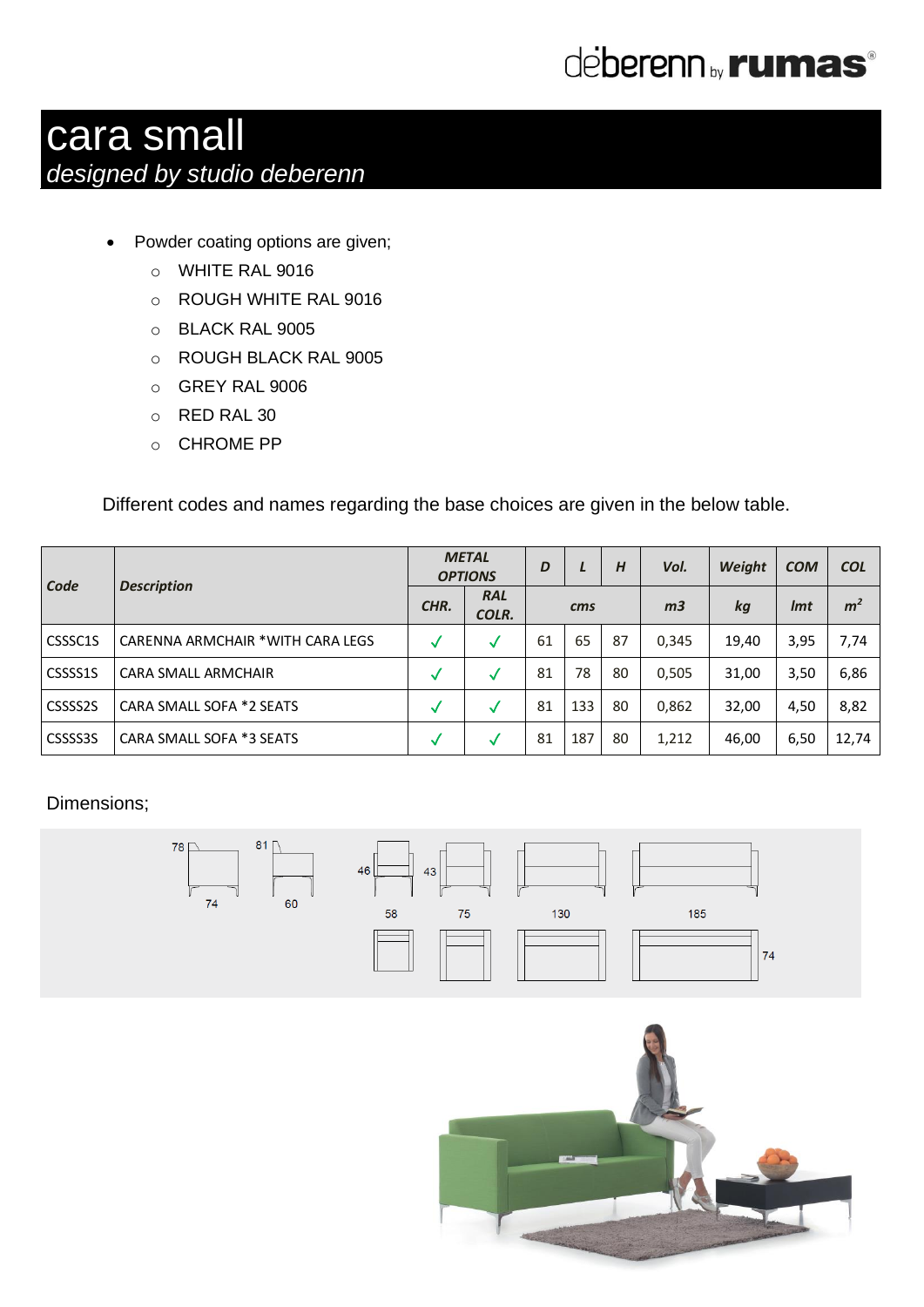# cara small

*designed by studio deberenn*

- Powder coating options are given;
  - WHITE RAL 9016
  - ROUGH WHITE RAL 9016
  - BLACK RAL 9005
  - ROUGH BLACK RAL 9005
  - GREY RAL 9006
  - RED RAL 30
  - CHROME PP

Different codes and names regarding the base choices are given in the below table.

| *Code* | *Description* | *METAL OPTIONS* | | *D* | *L* | *H* | *Vol.* | *Weight* | *COM* | *COL* |
|---|---|---|---|---|---|---|---|---|---|---|
| | | *CHR.* | *RAL COLR.* | *cms* | | | *m3* | *kg* | *lmt* | *$m^2$* |
| CSSSC1S | CARENNA ARMCHAIR *WITH CARA LEGS | ✓ | ✓ | 61 | 65 | 87 | 0,345 | 19,40 | 3,95 | 7,74 |
| CSSSS1S | CARA SMALL ARMCHAIR | ✓ | ✓ | 81 | 78 | 80 | 0,505 | 31,00 | 3,50 | 6,86 |
| CSSSS2S | CARA SMALL SOFA *2 SEATS | ✓ | ✓ | 81 | 133 | 80 | 0,862 | 32,00 | 4,50 | 8,82 |
| CSSSS3S | CARA SMALL SOFA *3 SEATS | ✓ | ✓ | 81 | 187 | 80 | 1,212 | 46,00 | 6,50 | 12,74 |

Dimensions;

78
74
81
60
46
58
43
75
130
185
74